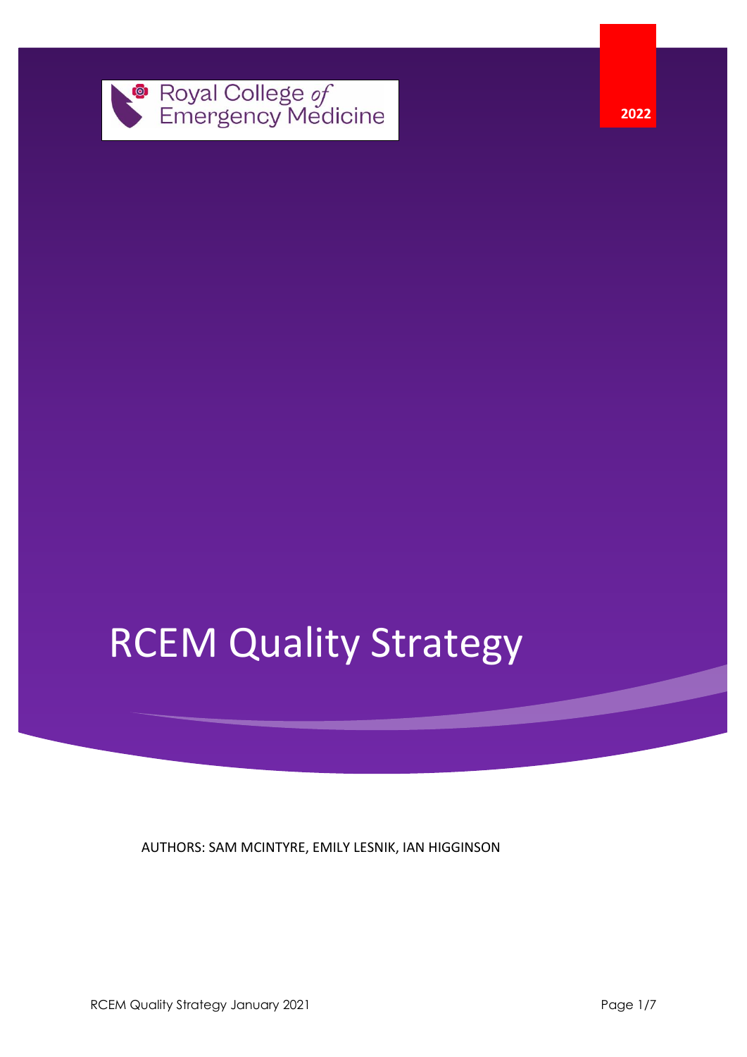Royal College *of* Emergency Medicine

2022

# RCEM Quality Strategy

AUTHORS: SAM MCINTYRE, EMILY LESNIK, IAN HIGGINSON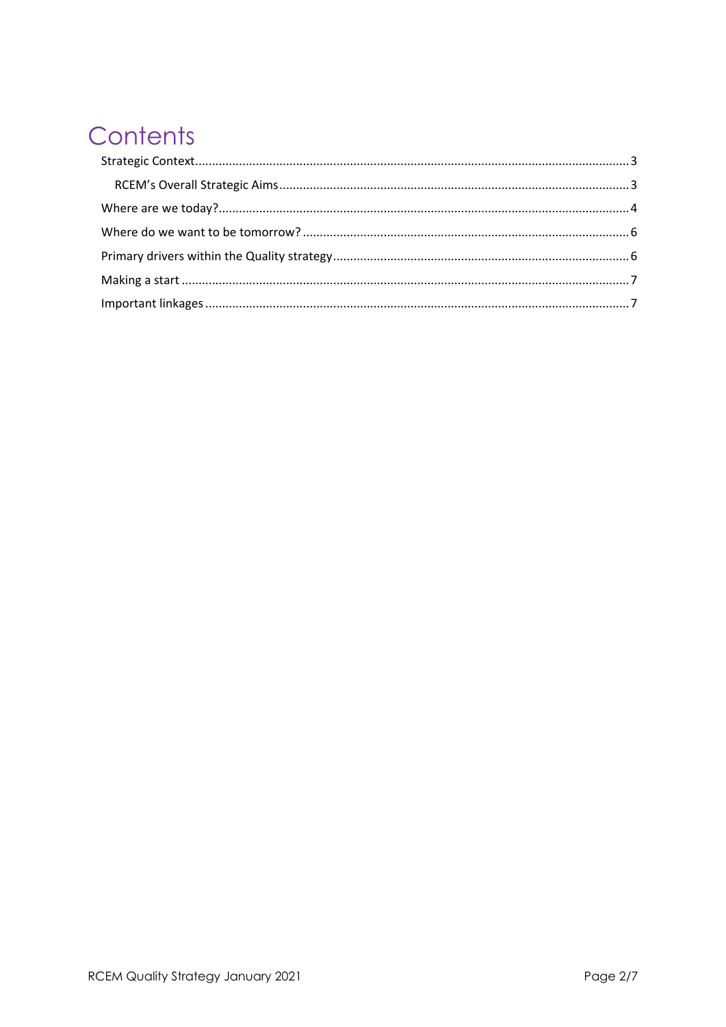# Contents

Strategic Context .......... 3

- RCEM's Overall Strategic Aims .......... 3

Where are we today? .......... 4

Where do we want to be tomorrow? .......... 6

Primary drivers within the Quality strategy .......... 6

Making a start .......... 7

Important linkages .......... 7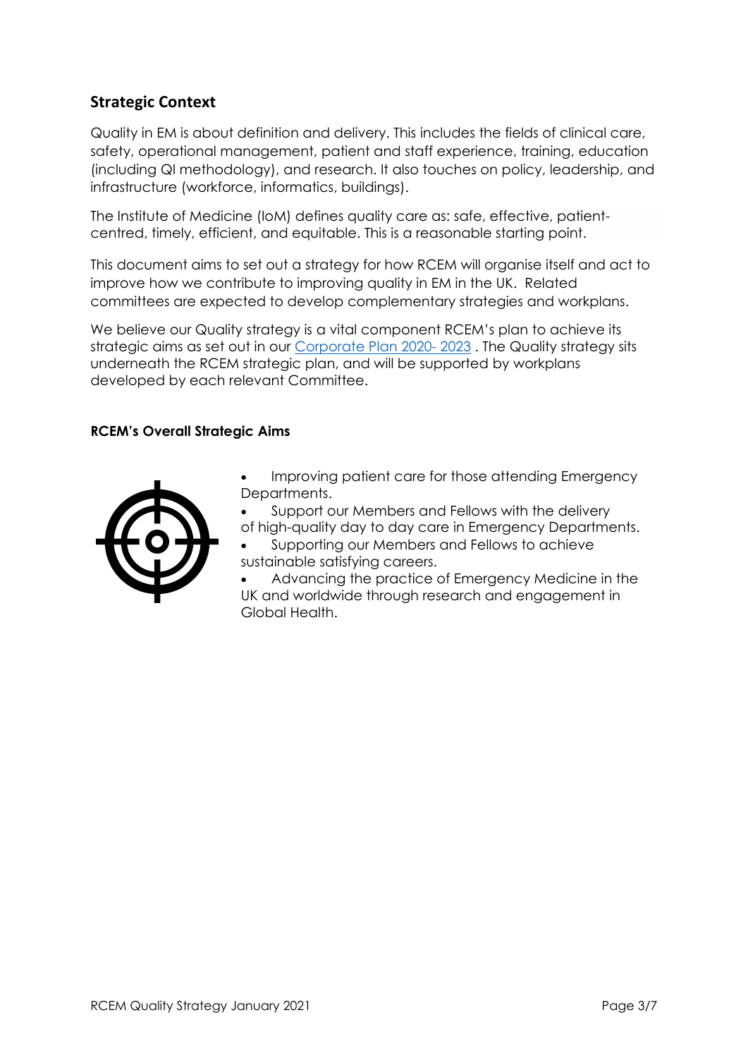## Strategic Context

Quality in EM is about definition and delivery. This includes the fields of clinical care, safety, operational management, patient and staff experience, training, education (including QI methodology), and research. It also touches on policy, leadership, and infrastructure (workforce, informatics, buildings).

The Institute of Medicine (IoM) defines quality care as: safe, effective, patient-centred, timely, efficient, and equitable. This is a reasonable starting point.

This document aims to set out a strategy for how RCEM will organise itself and act to improve how we contribute to improving quality in EM in the UK. Related committees are expected to develop complementary strategies and workplans.

We believe our Quality strategy is a vital component RCEM's plan to achieve its strategic aims as set out in our Corporate Plan 2020- 2023 . The Quality strategy sits underneath the RCEM strategic plan, and will be supported by workplans developed by each relevant Committee.

### RCEM's Overall Strategic Aims

- Improving patient care for those attending Emergency Departments.
- Support our Members and Fellows with the delivery of high-quality day to day care in Emergency Departments.
- Supporting our Members and Fellows to achieve sustainable satisfying careers.
- Advancing the practice of Emergency Medicine in the UK and worldwide through research and engagement in Global Health.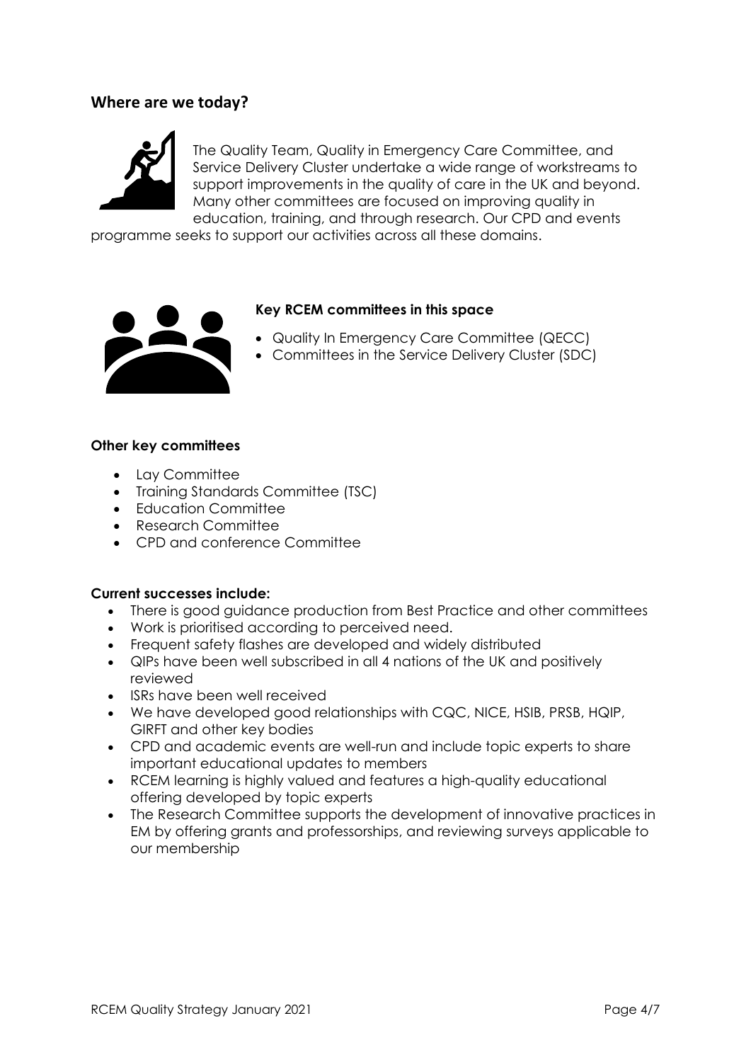## Where are we today?

The Quality Team, Quality in Emergency Care Committee, and Service Delivery Cluster undertake a wide range of workstreams to support improvements in the quality of care in the UK and beyond. Many other committees are focused on improving quality in education, training, and through research. Our CPD and events programme seeks to support our activities across all these domains.

**Key RCEM committees in this space**

- Quality In Emergency Care Committee (QECC)
- Committees in the Service Delivery Cluster (SDC)

**Other key committees**

- Lay Committee
- Training Standards Committee (TSC)
- Education Committee
- Research Committee
- CPD and conference Committee

**Current successes include:**

- There is good guidance production from Best Practice and other committees
- Work is prioritised according to perceived need.
- Frequent safety flashes are developed and widely distributed
- QIPs have been well subscribed in all 4 nations of the UK and positively reviewed
- ISRs have been well received
- We have developed good relationships with CQC, NICE, HSIB, PRSB, HQIP, GIRFT and other key bodies
- CPD and academic events are well-run and include topic experts to share important educational updates to members
- RCEM learning is highly valued and features a high-quality educational offering developed by topic experts
- The Research Committee supports the development of innovative practices in EM by offering grants and professorships, and reviewing surveys applicable to our membership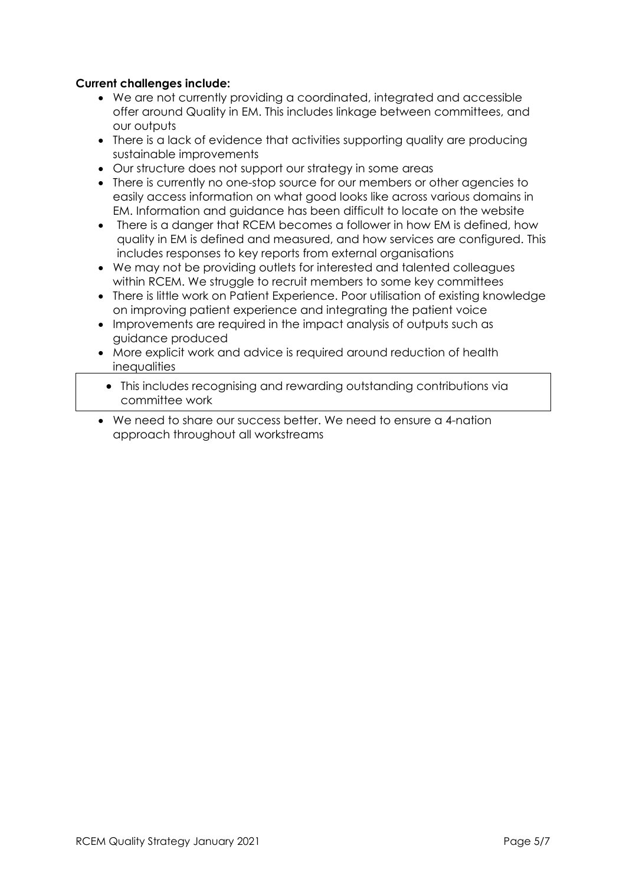**Current challenges include:**

- We are not currently providing a coordinated, integrated and accessible offer around Quality in EM. This includes linkage between committees, and our outputs
- There is a lack of evidence that activities supporting quality are producing sustainable improvements
- Our structure does not support our strategy in some areas
- There is currently no one-stop source for our members or other agencies to easily access information on what good looks like across various domains in EM. Information and guidance has been difficult to locate on the website
- There is a danger that RCEM becomes a follower in how EM is defined, how quality in EM is defined and measured, and how services are configured. This includes responses to key reports from external organisations
- We may not be providing outlets for interested and talented colleagues within RCEM. We struggle to recruit members to some key committees
- There is little work on Patient Experience. Poor utilisation of existing knowledge on improving patient experience and integrating the patient voice
- Improvements are required in the impact analysis of outputs such as guidance produced
- More explicit work and advice is required around reduction of health inequalities
- This includes recognising and rewarding outstanding contributions via committee work
- We need to share our success better. We need to ensure a 4-nation approach throughout all workstreams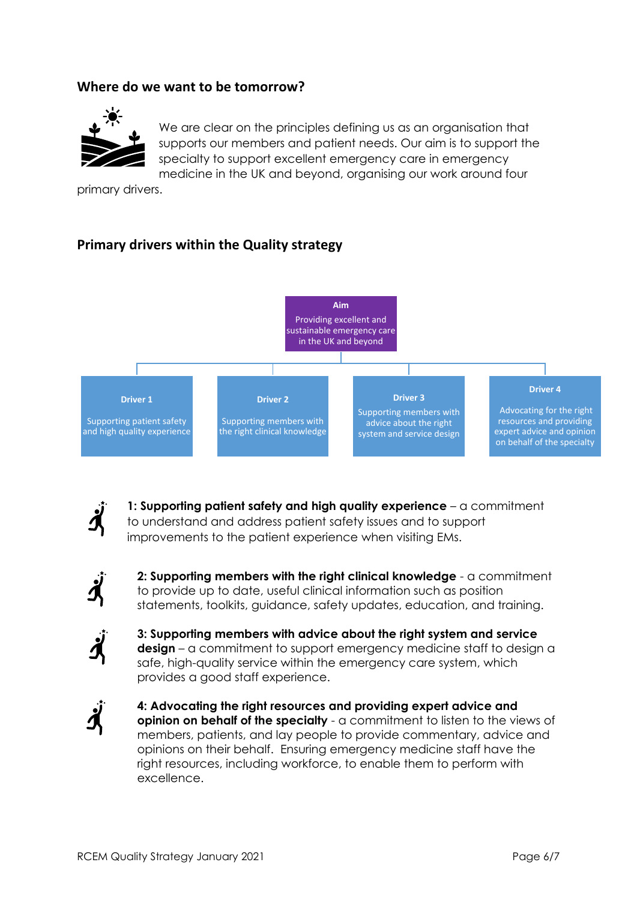## Where do we want to be tomorrow?

We are clear on the principles defining us as an organisation that supports our members and patient needs. Our aim is to support the specialty to support excellent emergency care in emergency medicine in the UK and beyond, organising our work around four primary drivers.

## Primary drivers within the Quality strategy

**Aim**

Providing excellent and sustainable emergency care in the UK and beyond

| Driver 1 | Driver 2 | Driver 3 | Driver 4 |
| --- | --- | --- | --- |
| Supporting patient safety and high quality experience | Supporting members with the right clinical knowledge | Supporting members with advice about the right system and service design | Advocating for the right resources and providing expert advice and opinion on behalf of the specialty |

**1: Supporting patient safety and high quality experience** – a commitment to understand and address patient safety issues and to support improvements to the patient experience when visiting EMs.

**2: Supporting members with the right clinical knowledge** - a commitment to provide up to date, useful clinical information such as position statements, toolkits, guidance, safety updates, education, and training.

**3: Supporting members with advice about the right system and service design** – a commitment to support emergency medicine staff to design a safe, high-quality service within the emergency care system, which provides a good staff experience.

**4: Advocating the right resources and providing expert advice and opinion on behalf of the specialty** - a commitment to listen to the views of members, patients, and lay people to provide commentary, advice and opinions on their behalf. Ensuring emergency medicine staff have the right resources, including workforce, to enable them to perform with excellence.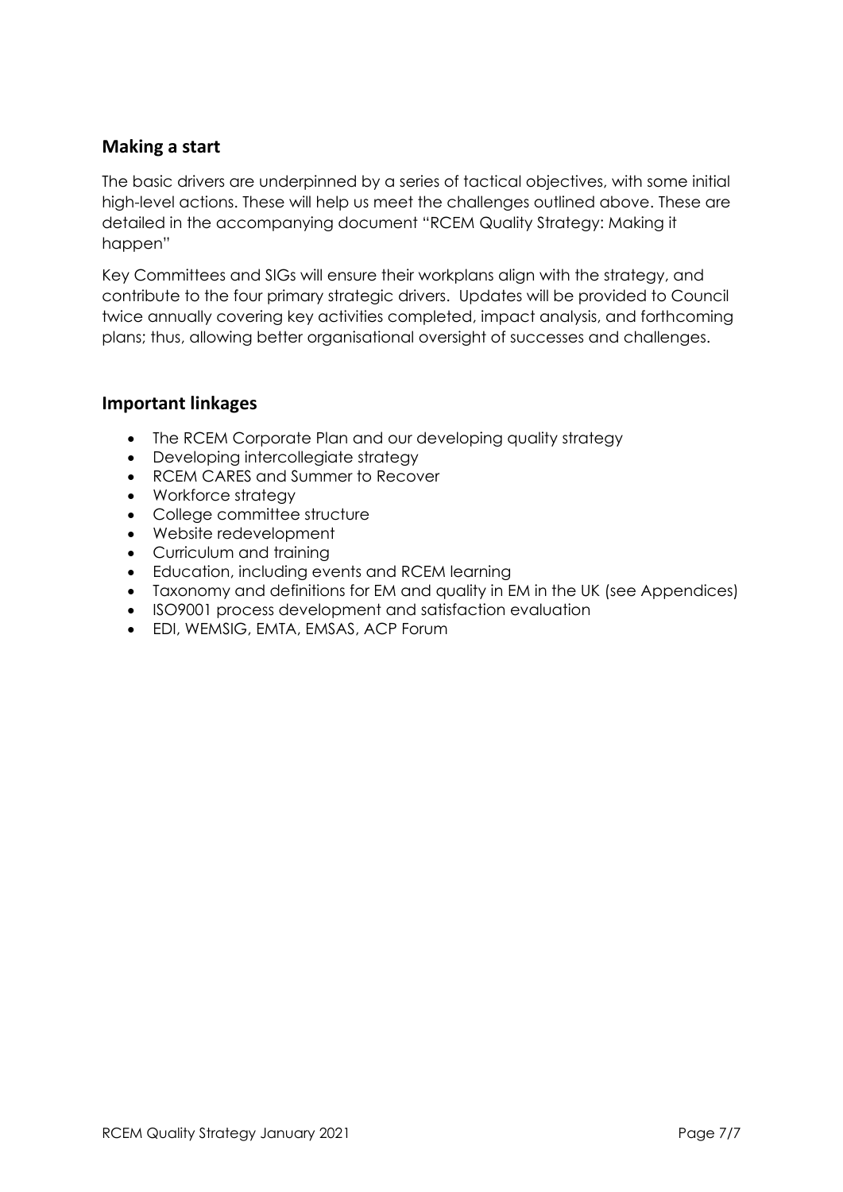## Making a start

The basic drivers are underpinned by a series of tactical objectives, with some initial high-level actions. These will help us meet the challenges outlined above. These are detailed in the accompanying document "RCEM Quality Strategy: Making it happen"

Key Committees and SIGs will ensure their workplans align with the strategy, and contribute to the four primary strategic drivers. Updates will be provided to Council twice annually covering key activities completed, impact analysis, and forthcoming plans; thus, allowing better organisational oversight of successes and challenges.

## Important linkages

- The RCEM Corporate Plan and our developing quality strategy
- Developing intercollegiate strategy
- RCEM CARES and Summer to Recover
- Workforce strategy
- College committee structure
- Website redevelopment
- Curriculum and training
- Education, including events and RCEM learning
- Taxonomy and definitions for EM and quality in EM in the UK (see Appendices)
- ISO9001 process development and satisfaction evaluation
- EDI, WEMSIG, EMTA, EMSAS, ACP Forum